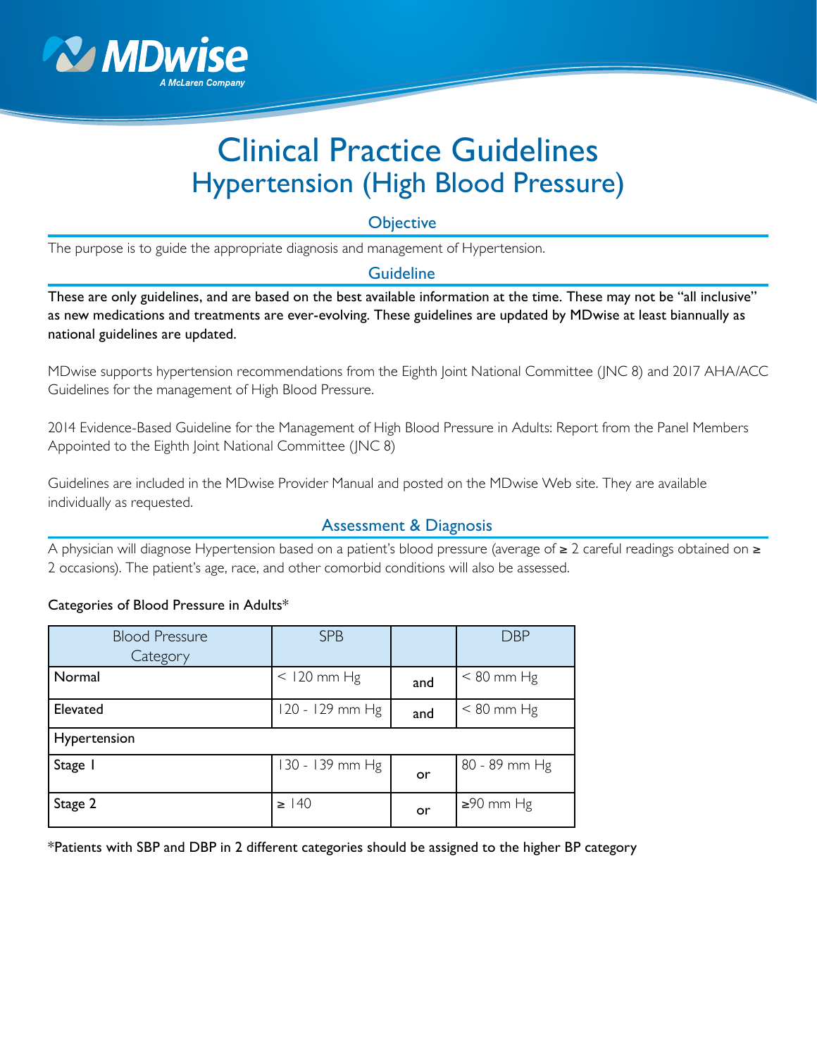# Clinical Practice Guidelines
## Hypertension (High Blood Pressure)

### Objective

The purpose is to guide the appropriate diagnosis and management of Hypertension.

### Guideline

**These are only guidelines, and are based on the best available information at the time. These may not be "all inclusive" as new medications and treatments are ever-evolving. These guidelines are updated by MDwise at least biannually as national guidelines are updated.**

MDwise supports hypertension recommendations from the Eighth Joint National Committee (JNC 8) and 2017 AHA/ACC Guidelines for the management of High Blood Pressure.

2014 Evidence-Based Guideline for the Management of High Blood Pressure in Adults: Report from the Panel Members Appointed to the Eighth Joint National Committee (JNC 8)

Guidelines are included in the MDwise Provider Manual and posted on the MDwise Web site. They are available individually as requested.

### Assessment & Diagnosis

A physician will diagnose Hypertension based on a patient's blood pressure (average of ≥ 2 careful readings obtained on ≥ 2 occasions). The patient's age, race, and other comorbid conditions will also be assessed.

Categories of Blood Pressure in Adults*

| Blood Pressure Category | SPB | | DBP |
|---|---|---|---|
| Normal | < 120 mm Hg | and | < 80 mm Hg |
| Elevated | 120 - 129 mm Hg | and | < 80 mm Hg |
| Hypertension | | | |
| Stage 1 | 130 - 139 mm Hg | or | 80 - 89 mm Hg |
| Stage 2 | ≥ 140 | or | ≥90 mm Hg |

*Patients with SBP and DBP in 2 different categories should be assigned to the higher BP category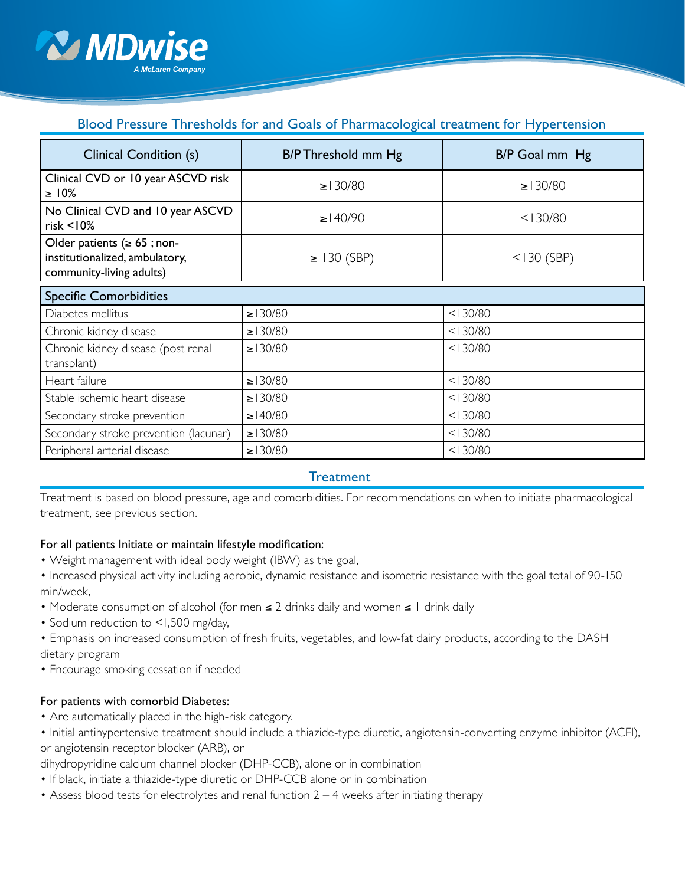## Blood Pressure Thresholds for and Goals of Pharmacological treatment for Hypertension

| Clinical Condition (s) | B/P Threshold mm Hg | B/P Goal mm Hg |
|---|---|---|
| Clinical CVD or 10 year ASCVD risk ≥ 10% | ≥130/80 | ≥130/80 |
| No Clinical CVD and 10 year ASCVD risk <10% | ≥140/90 | <130/80 |
| Older patients (≥ 65 ; non-institutionalized, ambulatory, community-living adults) | ≥ 130 (SBP) | <130 (SBP) |
| **Specific Comorbidities** | | |
| Diabetes mellitus | ≥130/80 | <130/80 |
| Chronic kidney disease | ≥130/80 | <130/80 |
| Chronic kidney disease (post renal transplant) | ≥130/80 | <130/80 |
| Heart failure | ≥130/80 | <130/80 |
| Stable ischemic heart disease | ≥130/80 | <130/80 |
| Secondary stroke prevention | ≥140/80 | <130/80 |
| Secondary stroke prevention (lacunar) | ≥130/80 | <130/80 |
| Peripheral arterial disease | ≥130/80 | <130/80 |

## Treatment

Treatment is based on blood pressure, age and comorbidities. For recommendations on when to initiate pharmacological treatment, see previous section.

**For all patients Initiate or maintain lifestyle modification:**

- Weight management with ideal body weight (IBW) as the goal,
- Increased physical activity including aerobic, dynamic resistance and isometric resistance with the goal total of 90-150 min/week,
- Moderate consumption of alcohol (for men ≤ 2 drinks daily and women ≤ 1 drink daily
- Sodium reduction to <1,500 mg/day,
- Emphasis on increased consumption of fresh fruits, vegetables, and low-fat dairy products, according to the DASH dietary program
- Encourage smoking cessation if needed

**For patients with comorbid Diabetes:**

- Are automatically placed in the high-risk category.
- Initial antihypertensive treatment should include a thiazide-type diuretic, angiotensin-converting enzyme inhibitor (ACEI), or angiotensin receptor blocker (ARB), or dihydropyridine calcium channel blocker (DHP-CCB), alone or in combination
- If black, initiate a thiazide-type diuretic or DHP-CCB alone or in combination
- Assess blood tests for electrolytes and renal function 2 – 4 weeks after initiating therapy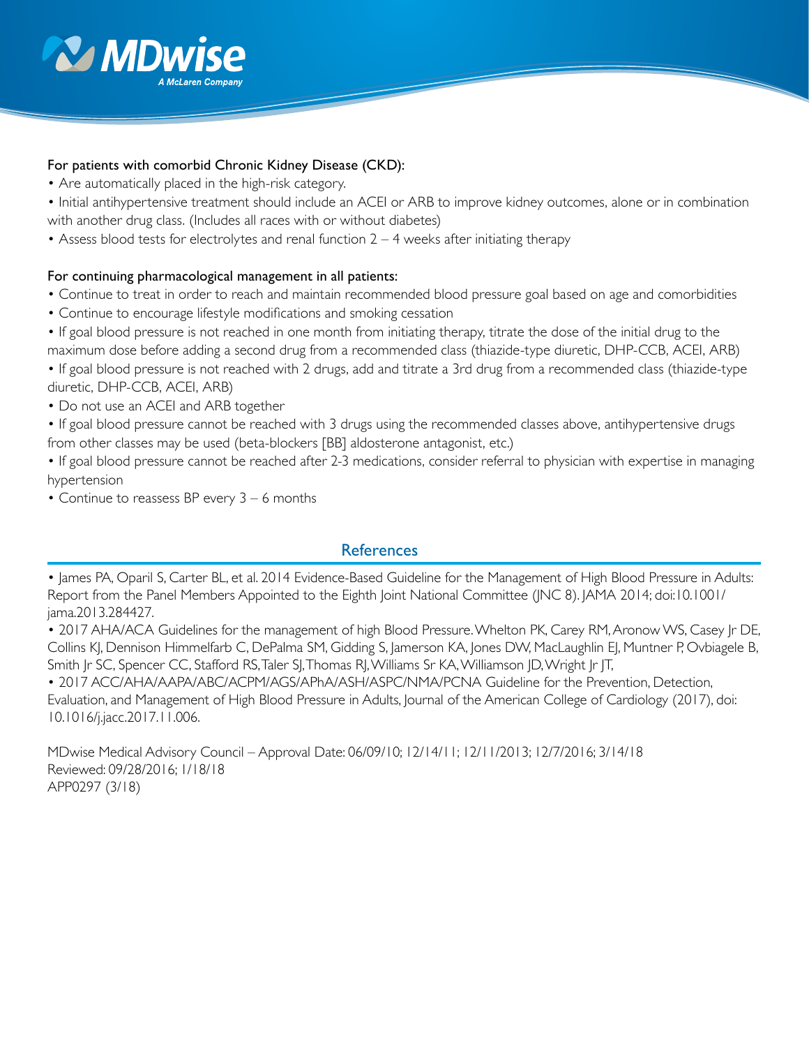For patients with comorbid Chronic Kidney Disease (CKD):

- Are automatically placed in the high-risk category.
- Initial antihypertensive treatment should include an ACEI or ARB to improve kidney outcomes, alone or in combination with another drug class. (Includes all races with or without diabetes)
- Assess blood tests for electrolytes and renal function 2 – 4 weeks after initiating therapy

For continuing pharmacological management in all patients:

- Continue to treat in order to reach and maintain recommended blood pressure goal based on age and comorbidities
- Continue to encourage lifestyle modifications and smoking cessation
- If goal blood pressure is not reached in one month from initiating therapy, titrate the dose of the initial drug to the maximum dose before adding a second drug from a recommended class (thiazide-type diuretic, DHP-CCB, ACEI, ARB)
- If goal blood pressure is not reached with 2 drugs, add and titrate a 3rd drug from a recommended class (thiazide-type diuretic, DHP-CCB, ACEI, ARB)
- Do not use an ACEI and ARB together
- If goal blood pressure cannot be reached with 3 drugs using the recommended classes above, antihypertensive drugs from other classes may be used (beta-blockers [BB] aldosterone antagonist, etc.)
- If goal blood pressure cannot be reached after 2-3 medications, consider referral to physician with expertise in managing hypertension
- Continue to reassess BP every 3 – 6 months

## References

- James PA, Oparil S, Carter BL, et al. 2014 Evidence-Based Guideline for the Management of High Blood Pressure in Adults: Report from the Panel Members Appointed to the Eighth Joint National Committee (JNC 8). JAMA 2014; doi:10.1001/jama.2013.284427.
- 2017 AHA/ACA Guidelines for the management of high Blood Pressure. Whelton PK, Carey RM, Aronow WS, Casey Jr DE, Collins KJ, Dennison Himmelfarb C, DePalma SM, Gidding S, Jamerson KA, Jones DW, MacLaughlin EJ, Muntner P, Ovbiagele B, Smith Jr SC, Spencer CC, Stafford RS, Taler SJ, Thomas RJ, Williams Sr KA, Williamson JD, Wright Jr JT,
- 2017 ACC/AHA/AAPA/ABC/ACPM/AGS/APhA/ASH/ASPC/NMA/PCNA Guideline for the Prevention, Detection, Evaluation, and Management of High Blood Pressure in Adults, Journal of the American College of Cardiology (2017), doi: 10.1016/j.jacc.2017.11.006.

MDwise Medical Advisory Council – Approval Date: 06/09/10; 12/14/11; 12/11/2013; 12/7/2016; 3/14/18
Reviewed: 09/28/2016; 1/18/18
APP0297 (3/18)